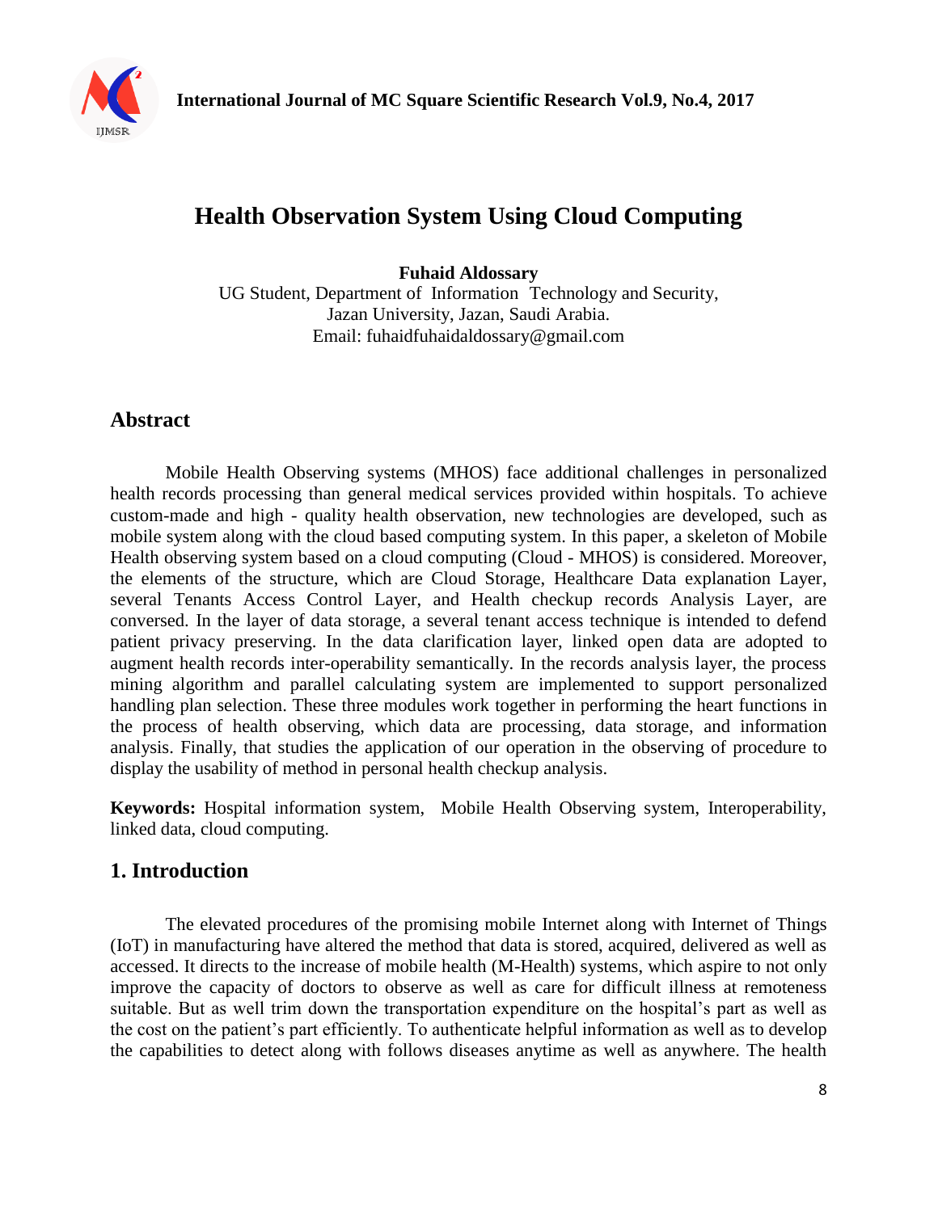# Health Observation System Using Cloud Computing

**Fuhaid Aldossary**
UG Student, Department of Information Technology and Security,
Jazan University, Jazan, Saudi Arabia.
Email: fuhaidfuhaidaldossary@gmail.com

## Abstract

Mobile Health Observing systems (MHOS) face additional challenges in personalized health records processing than general medical services provided within hospitals. To achieve custom-made and high - quality health observation, new technologies are developed, such as mobile system along with the cloud based computing system. In this paper, a skeleton of Mobile Health observing system based on a cloud computing (Cloud - MHOS) is considered. Moreover, the elements of the structure, which are Cloud Storage, Healthcare Data explanation Layer, several Tenants Access Control Layer, and Health checkup records Analysis Layer, are conversed. In the layer of data storage, a several tenant access technique is intended to defend patient privacy preserving. In the data clarification layer, linked open data are adopted to augment health records inter-operability semantically. In the records analysis layer, the process mining algorithm and parallel calculating system are implemented to support personalized handling plan selection. These three modules work together in performing the heart functions in the process of health observing, which data are processing, data storage, and information analysis. Finally, that studies the application of our operation in the observing of procedure to display the usability of method in personal health checkup analysis.

**Keywords:** Hospital information system, Mobile Health Observing system, Interoperability, linked data, cloud computing.

## 1. Introduction

The elevated procedures of the promising mobile Internet along with Internet of Things (IoT) in manufacturing have altered the method that data is stored, acquired, delivered as well as accessed. It directs to the increase of mobile health (M-Health) systems, which aspire to not only improve the capacity of doctors to observe as well as care for difficult illness at remoteness suitable. But as well trim down the transportation expenditure on the hospital's part as well as the cost on the patient's part efficiently. To authenticate helpful information as well as to develop the capabilities to detect along with follows diseases anytime as well as anywhere. The health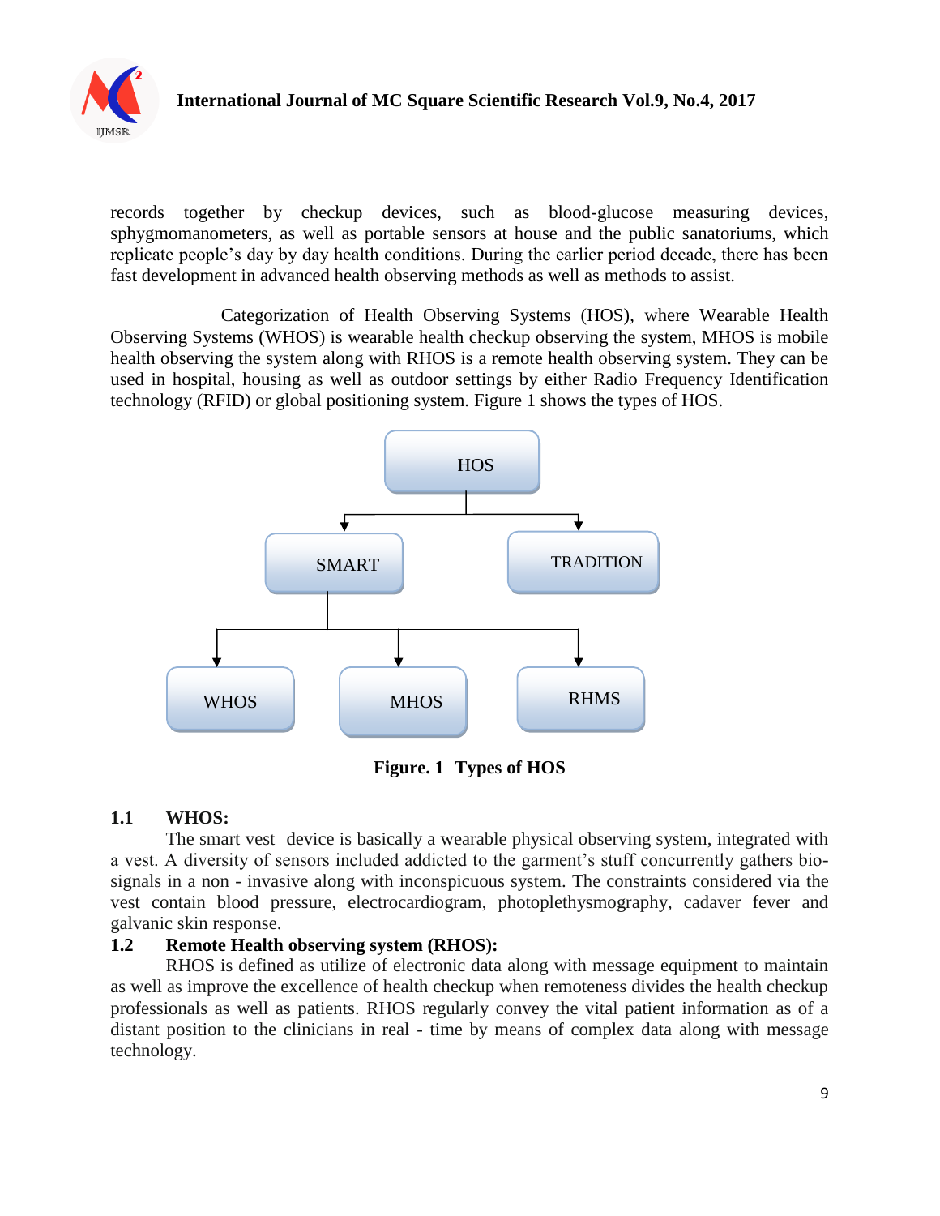records together by checkup devices, such as blood-glucose measuring devices, sphygmomanometers, as well as portable sensors at house and the public sanatoriums, which replicate people's day by day health conditions. During the earlier period decade, there has been fast development in advanced health observing methods as well as methods to assist.

Categorization of Health Observing Systems (HOS), where Wearable Health Observing Systems (WHOS) is wearable health checkup observing the system, MHOS is mobile health observing the system along with RHOS is a remote health observing system. They can be used in hospital, housing as well as outdoor settings by either Radio Frequency Identification technology (RFID) or global positioning system. Figure 1 shows the types of HOS.

```
                HOS
         ┌───────┴────────┐
       SMART          TRADITION
   ┌─────┼──────┐
 WHOS   MHOS   RHMS
```

**Figure. 1 Types of HOS**

### 1.1 WHOS:

The smart vest device is basically a wearable physical observing system, integrated with a vest. A diversity of sensors included addicted to the garment's stuff concurrently gathers bio-signals in a non - invasive along with inconspicuous system. The constraints considered via the vest contain blood pressure, electrocardiogram, photoplethysmography, cadaver fever and galvanic skin response.

### 1.2 Remote Health observing system (RHOS):

RHOS is defined as utilize of electronic data along with message equipment to maintain as well as improve the excellence of health checkup when remoteness divides the health checkup professionals as well as patients. RHOS regularly convey the vital patient information as of a distant position to the clinicians in real - time by means of complex data along with message technology.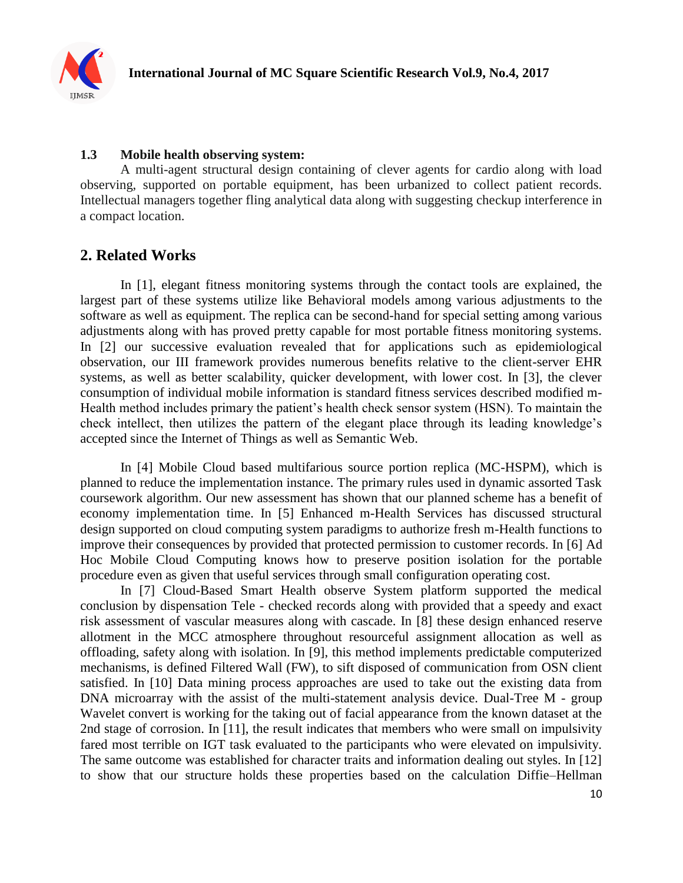### 1.3 Mobile health observing system:

A multi-agent structural design containing of clever agents for cardio along with load observing, supported on portable equipment, has been urbanized to collect patient records. Intellectual managers together fling analytical data along with suggesting checkup interference in a compact location.

## 2. Related Works

In [1], elegant fitness monitoring systems through the contact tools are explained, the largest part of these systems utilize like Behavioral models among various adjustments to the software as well as equipment. The replica can be second-hand for special setting among various adjustments along with has proved pretty capable for most portable fitness monitoring systems. In [2] our successive evaluation revealed that for applications such as epidemiological observation, our III framework provides numerous benefits relative to the client-server EHR systems, as well as better scalability, quicker development, with lower cost. In [3], the clever consumption of individual mobile information is standard fitness services described modified m-Health method includes primary the patient's health check sensor system (HSN). To maintain the check intellect, then utilizes the pattern of the elegant place through its leading knowledge's accepted since the Internet of Things as well as Semantic Web.

In [4] Mobile Cloud based multifarious source portion replica (MC-HSPM), which is planned to reduce the implementation instance. The primary rules used in dynamic assorted Task coursework algorithm. Our new assessment has shown that our planned scheme has a benefit of economy implementation time. In [5] Enhanced m-Health Services has discussed structural design supported on cloud computing system paradigms to authorize fresh m-Health functions to improve their consequences by provided that protected permission to customer records. In [6] Ad Hoc Mobile Cloud Computing knows how to preserve position isolation for the portable procedure even as given that useful services through small configuration operating cost.

In [7] Cloud-Based Smart Health observe System platform supported the medical conclusion by dispensation Tele - checked records along with provided that a speedy and exact risk assessment of vascular measures along with cascade. In [8] these design enhanced reserve allotment in the MCC atmosphere throughout resourceful assignment allocation as well as offloading, safety along with isolation. In [9], this method implements predictable computerized mechanisms, is defined Filtered Wall (FW), to sift disposed of communication from OSN client satisfied. In [10] Data mining process approaches are used to take out the existing data from DNA microarray with the assist of the multi-statement analysis device. Dual-Tree M - group Wavelet convert is working for the taking out of facial appearance from the known dataset at the 2nd stage of corrosion. In [11], the result indicates that members who were small on impulsivity fared most terrible on IGT task evaluated to the participants who were elevated on impulsivity. The same outcome was established for character traits and information dealing out styles. In [12] to show that our structure holds these properties based on the calculation Diffie–Hellman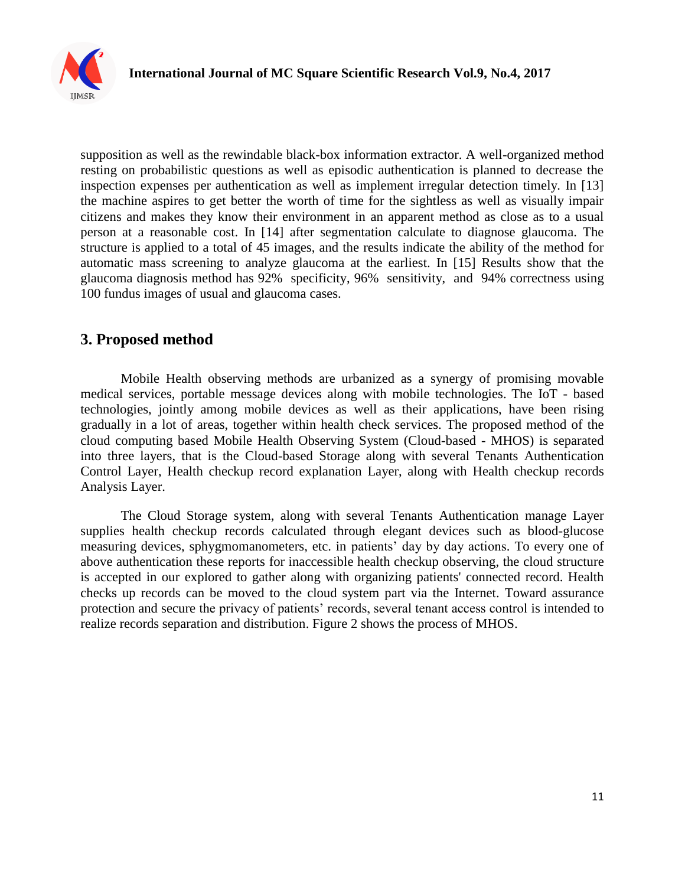supposition as well as the rewindable black-box information extractor. A well-organized method resting on probabilistic questions as well as episodic authentication is planned to decrease the inspection expenses per authentication as well as implement irregular detection timely. In [13] the machine aspires to get better the worth of time for the sightless as well as visually impair citizens and makes they know their environment in an apparent method as close as to a usual person at a reasonable cost. In [14] after segmentation calculate to diagnose glaucoma. The structure is applied to a total of 45 images, and the results indicate the ability of the method for automatic mass screening to analyze glaucoma at the earliest. In [15] Results show that the glaucoma diagnosis method has 92% specificity, 96% sensitivity, and 94% correctness using 100 fundus images of usual and glaucoma cases.

## 3. Proposed method

Mobile Health observing methods are urbanized as a synergy of promising movable medical services, portable message devices along with mobile technologies. The IoT - based technologies, jointly among mobile devices as well as their applications, have been rising gradually in a lot of areas, together within health check services. The proposed method of the cloud computing based Mobile Health Observing System (Cloud-based - MHOS) is separated into three layers, that is the Cloud-based Storage along with several Tenants Authentication Control Layer, Health checkup record explanation Layer, along with Health checkup records Analysis Layer.

The Cloud Storage system, along with several Tenants Authentication manage Layer supplies health checkup records calculated through elegant devices such as blood-glucose measuring devices, sphygmomanometers, etc. in patients' day by day actions. To every one of above authentication these reports for inaccessible health checkup observing, the cloud structure is accepted in our explored to gather along with organizing patients' connected record. Health checks up records can be moved to the cloud system part via the Internet. Toward assurance protection and secure the privacy of patients' records, several tenant access control is intended to realize records separation and distribution. Figure 2 shows the process of MHOS.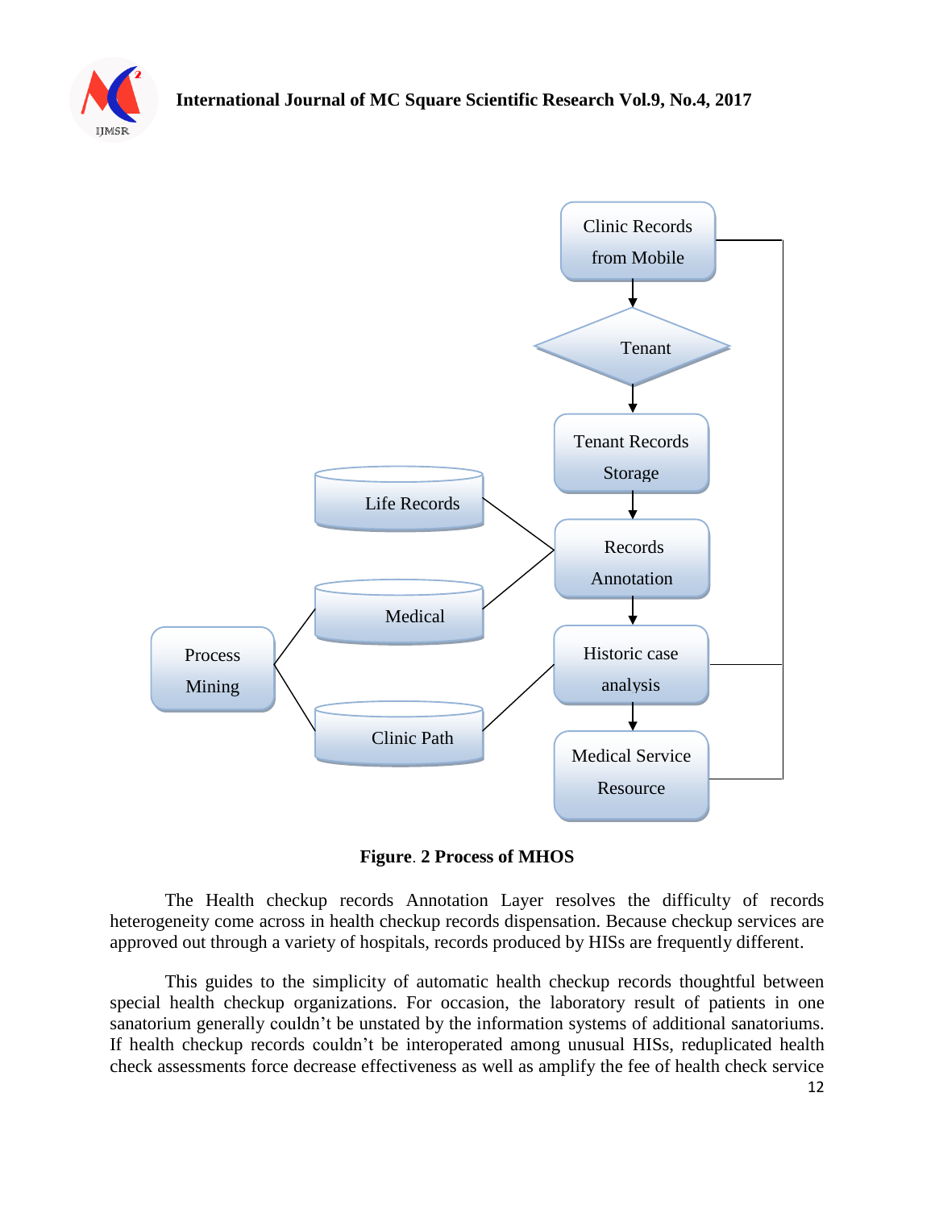**Figure. 2 Process of MHOS**

The Health checkup records Annotation Layer resolves the difficulty of records heterogeneity come across in health checkup records dispensation. Because checkup services are approved out through a variety of hospitals, records produced by HISs are frequently different.

This guides to the simplicity of automatic health checkup records thoughtful between special health checkup organizations. For occasion, the laboratory result of patients in one sanatorium generally couldn't be unstated by the information systems of additional sanatoriums. If health checkup records couldn't be interoperated among unusual HISs, reduplicated health check assessments force decrease effectiveness as well as amplify the fee of health check service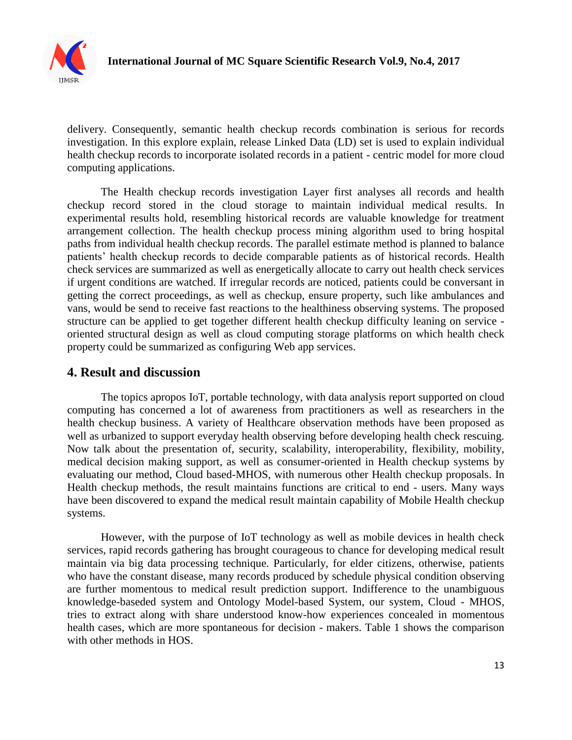delivery. Consequently, semantic health checkup records combination is serious for records investigation. In this explore explain, release Linked Data (LD) set is used to explain individual health checkup records to incorporate isolated records in a patient - centric model for more cloud computing applications.

The Health checkup records investigation Layer first analyses all records and health checkup record stored in the cloud storage to maintain individual medical results. In experimental results hold, resembling historical records are valuable knowledge for treatment arrangement collection. The health checkup process mining algorithm used to bring hospital paths from individual health checkup records. The parallel estimate method is planned to balance patients' health checkup records to decide comparable patients as of historical records. Health check services are summarized as well as energetically allocate to carry out health check services if urgent conditions are watched. If irregular records are noticed, patients could be conversant in getting the correct proceedings, as well as checkup, ensure property, such like ambulances and vans, would be send to receive fast reactions to the healthiness observing systems. The proposed structure can be applied to get together different health checkup difficulty leaning on service - oriented structural design as well as cloud computing storage platforms on which health check property could be summarized as configuring Web app services.

## 4. Result and discussion

The topics apropos IoT, portable technology, with data analysis report supported on cloud computing has concerned a lot of awareness from practitioners as well as researchers in the health checkup business. A variety of Healthcare observation methods have been proposed as well as urbanized to support everyday health observing before developing health check rescuing. Now talk about the presentation of, security, scalability, interoperability, flexibility, mobility, medical decision making support, as well as consumer-oriented in Health checkup systems by evaluating our method, Cloud based-MHOS, with numerous other Health checkup proposals. In Health checkup methods, the result maintains functions are critical to end - users. Many ways have been discovered to expand the medical result maintain capability of Mobile Health checkup systems.

However, with the purpose of IoT technology as well as mobile devices in health check services, rapid records gathering has brought courageous to chance for developing medical result maintain via big data processing technique. Particularly, for elder citizens, otherwise, patients who have the constant disease, many records produced by schedule physical condition observing are further momentous to medical result prediction support. Indifference to the unambiguous knowledge-baseded system and Ontology Model-based System, our system, Cloud - MHOS, tries to extract along with share understood know-how experiences concealed in momentous health cases, which are more spontaneous for decision - makers. Table 1 shows the comparison with other methods in HOS.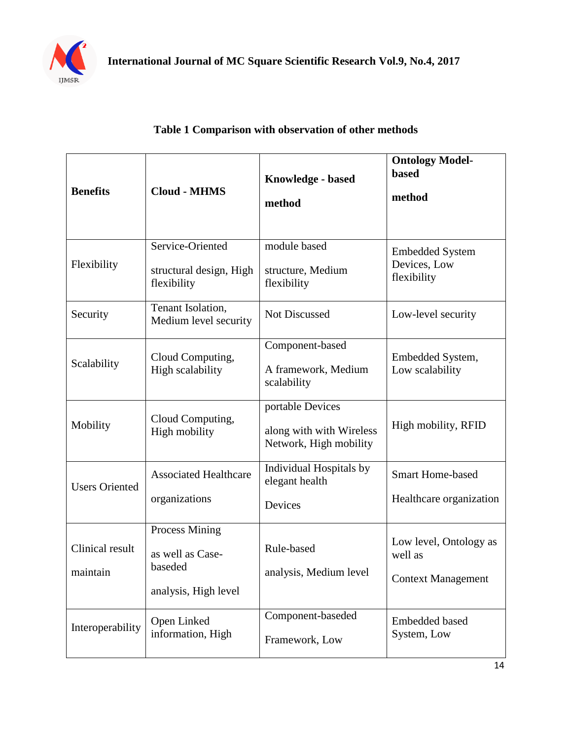**Table 1 Comparison with observation of other methods**

| **Benefits** | **Cloud - MHMS** | **Knowledge - based method** | **Ontology Model-based method** |
|---|---|---|---|
| Flexibility | Service-Oriented structural design, High flexibility | module based structure, Medium flexibility | Embedded System Devices, Low flexibility |
| Security | Tenant Isolation, Medium level security | Not Discussed | Low-level security |
| Scalability | Cloud Computing, High scalability | Component-based A framework, Medium scalability | Embedded System, Low scalability |
| Mobility | Cloud Computing, High mobility | portable Devices along with with Wireless Network, High mobility | High mobility, RFID |
| Users Oriented | Associated Healthcare organizations | Individual Hospitals by elegant health Devices | Smart Home-based Healthcare organization |
| Clinical result maintain | Process Mining as well as Case-baseded analysis, High level | Rule-based analysis, Medium level | Low level, Ontology as well as Context Management |
| Interoperability | Open Linked information, High | Component-baseded Framework, Low | Embedded based System, Low |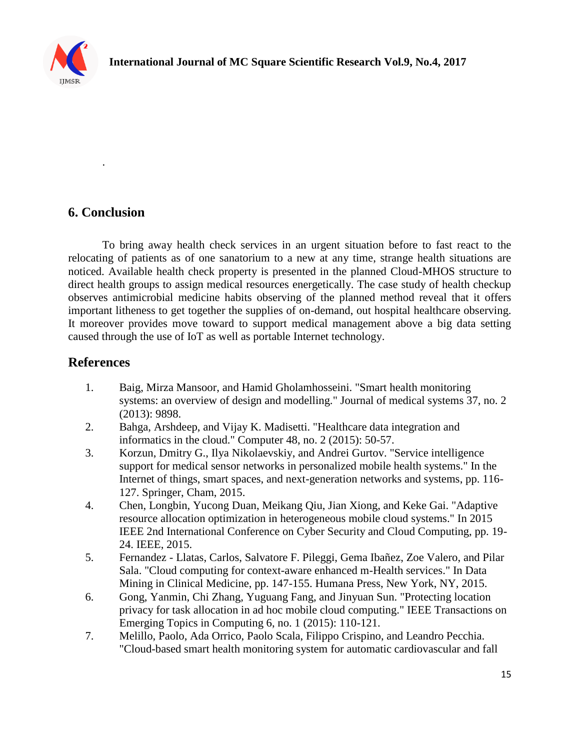.

## 6. Conclusion

To bring away health check services in an urgent situation before to fast react to the relocating of patients as of one sanatorium to a new at any time, strange health situations are noticed. Available health check property is presented in the planned Cloud-MHOS structure to direct health groups to assign medical resources energetically. The case study of health checkup observes antimicrobial medicine habits observing of the planned method reveal that it offers important litheness to get together the supplies of on-demand, out hospital healthcare observing. It moreover provides move toward to support medical management above a big data setting caused through the use of IoT as well as portable Internet technology.

## References

1. Baig, Mirza Mansoor, and Hamid Gholamhosseini. "Smart health monitoring systems: an overview of design and modelling." Journal of medical systems 37, no. 2 (2013): 9898.
2. Bahga, Arshdeep, and Vijay K. Madisetti. "Healthcare data integration and informatics in the cloud." Computer 48, no. 2 (2015): 50-57.
3. Korzun, Dmitry G., Ilya Nikolaevskiy, and Andrei Gurtov. "Service intelligence support for medical sensor networks in personalized mobile health systems." In the Internet of things, smart spaces, and next-generation networks and systems, pp. 116-127. Springer, Cham, 2015.
4. Chen, Longbin, Yucong Duan, Meikang Qiu, Jian Xiong, and Keke Gai. "Adaptive resource allocation optimization in heterogeneous mobile cloud systems." In 2015 IEEE 2nd International Conference on Cyber Security and Cloud Computing, pp. 19-24. IEEE, 2015.
5. Fernandez - Llatas, Carlos, Salvatore F. Pileggi, Gema Ibañez, Zoe Valero, and Pilar Sala. "Cloud computing for context-aware enhanced m-Health services." In Data Mining in Clinical Medicine, pp. 147-155. Humana Press, New York, NY, 2015.
6. Gong, Yanmin, Chi Zhang, Yuguang Fang, and Jinyuan Sun. "Protecting location privacy for task allocation in ad hoc mobile cloud computing." IEEE Transactions on Emerging Topics in Computing 6, no. 1 (2015): 110-121.
7. Melillo, Paolo, Ada Orrico, Paolo Scala, Filippo Crispino, and Leandro Pecchia. "Cloud-based smart health monitoring system for automatic cardiovascular and fall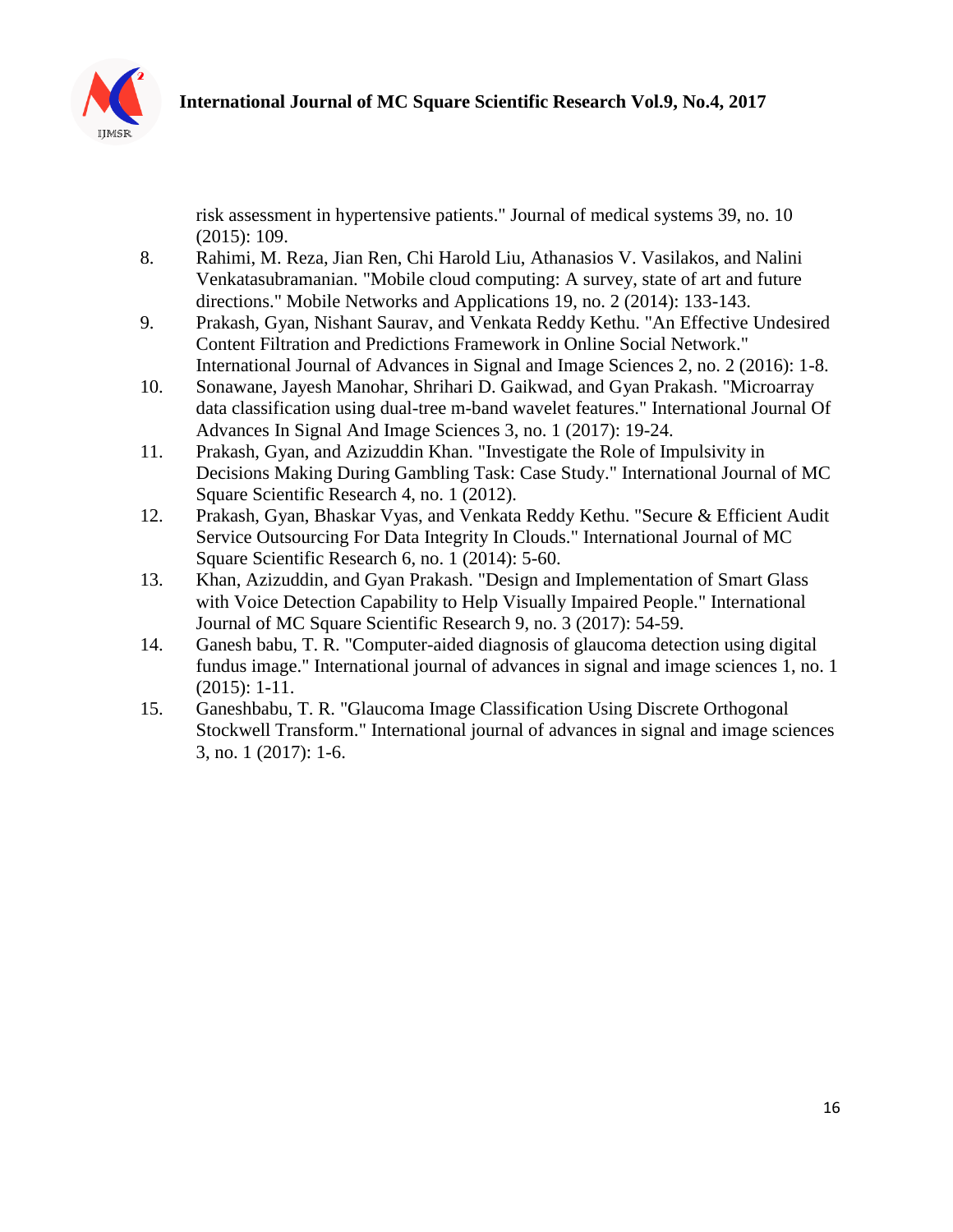risk assessment in hypertensive patients." Journal of medical systems 39, no. 10 (2015): 109.

8. Rahimi, M. Reza, Jian Ren, Chi Harold Liu, Athanasios V. Vasilakos, and Nalini Venkatasubramanian. "Mobile cloud computing: A survey, state of art and future directions." Mobile Networks and Applications 19, no. 2 (2014): 133-143.
9. Prakash, Gyan, Nishant Saurav, and Venkata Reddy Kethu. "An Effective Undesired Content Filtration and Predictions Framework in Online Social Network." International Journal of Advances in Signal and Image Sciences 2, no. 2 (2016): 1-8.
10. Sonawane, Jayesh Manohar, Shrihari D. Gaikwad, and Gyan Prakash. "Microarray data classification using dual-tree m-band wavelet features." International Journal Of Advances In Signal And Image Sciences 3, no. 1 (2017): 19-24.
11. Prakash, Gyan, and Azizuddin Khan. "Investigate the Role of Impulsivity in Decisions Making During Gambling Task: Case Study." International Journal of MC Square Scientific Research 4, no. 1 (2012).
12. Prakash, Gyan, Bhaskar Vyas, and Venkata Reddy Kethu. "Secure & Efficient Audit Service Outsourcing For Data Integrity In Clouds." International Journal of MC Square Scientific Research 6, no. 1 (2014): 5-60.
13. Khan, Azizuddin, and Gyan Prakash. "Design and Implementation of Smart Glass with Voice Detection Capability to Help Visually Impaired People." International Journal of MC Square Scientific Research 9, no. 3 (2017): 54-59.
14. Ganesh babu, T. R. "Computer-aided diagnosis of glaucoma detection using digital fundus image." International journal of advances in signal and image sciences 1, no. 1 (2015): 1-11.
15. Ganeshbabu, T. R. "Glaucoma Image Classification Using Discrete Orthogonal Stockwell Transform." International journal of advances in signal and image sciences 3, no. 1 (2017): 1-6.